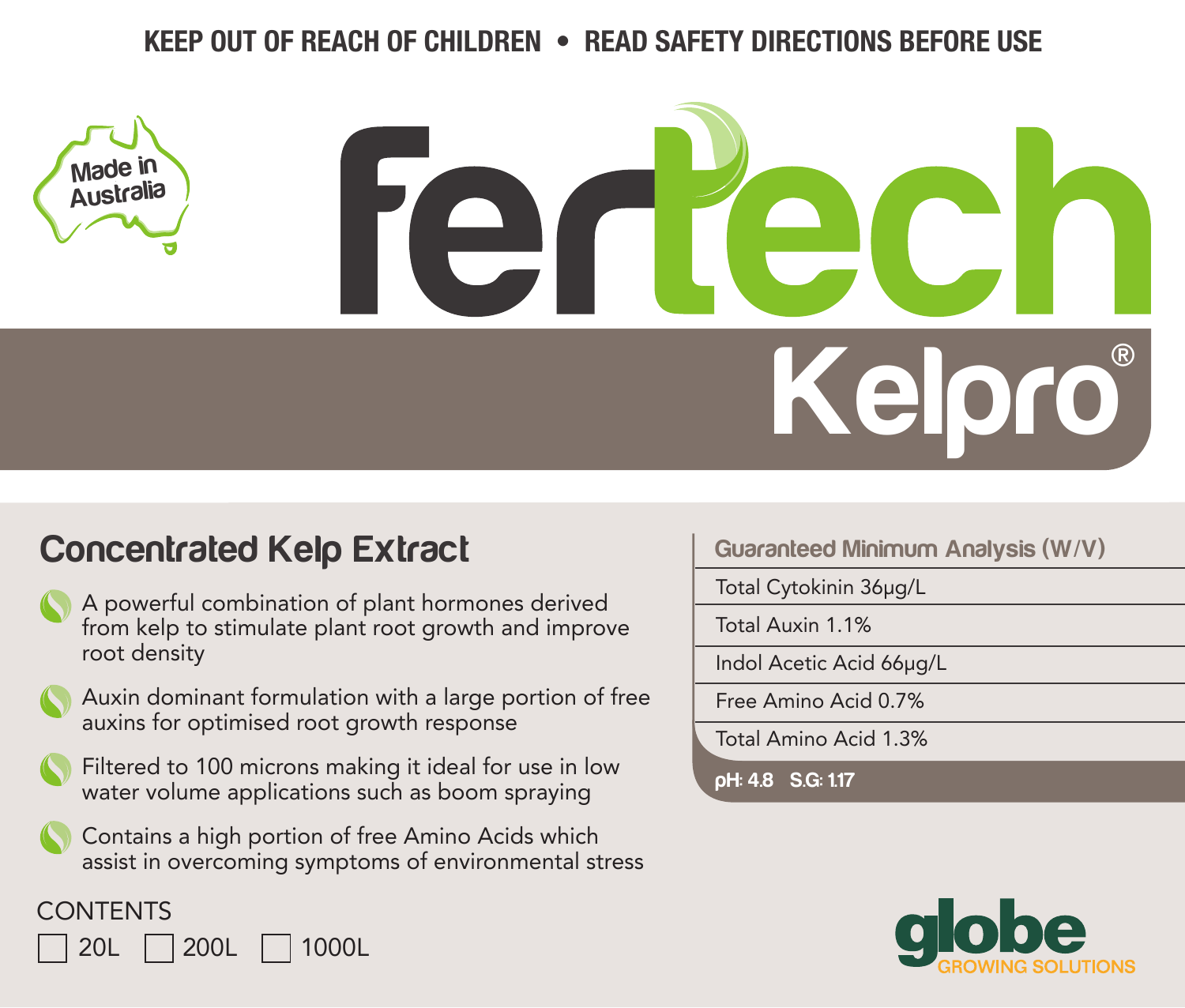**KEEP OUT OF REACH OF CHILDREN • READ SAFETY DIRECTIONS BEFORE USE**

Made in Australia

# fertech Kelpro®

## Concentrated Kelp Extract

- A powerful combination of plant hormones derived from kelp to stimulate plant root growth and improve root density
- Auxin dominant formulation with a large portion of free auxins for optimised root growth response
- Filtered to 100 microns making it ideal for use in low water volume applications such as boom spraying
- Contains a high portion of free Amino Acids which assist in overcoming symptoms of environmental stress

| Guaranteed Minimum Analysis (W/V) |
|---|
| Total Cytokinin 36μg/L |
| Total Auxin 1.1% |
| Indol Acetic Acid 66μg/L |
| Free Amino Acid 0.7% |
| Total Amino Acid 1.3% |
| pH: 4.8 S.G: 1.17 |

CONTENTS

☐ 20L ☐ 200L ☐ 1000L

globe GROWING SOLUTIONS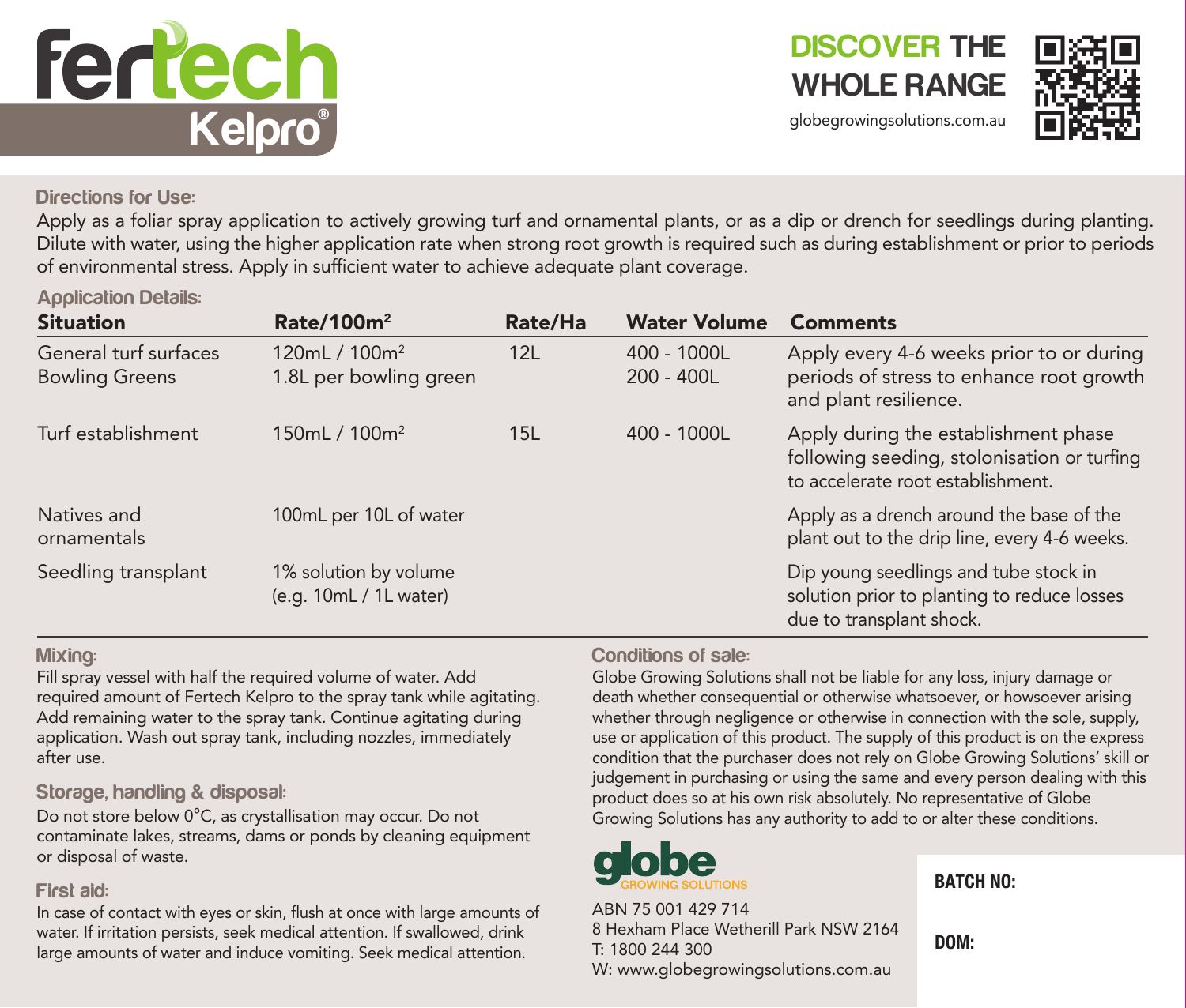# fertech Kelpro®

**DISCOVER THE WHOLE RANGE**

globegrowingsolutions.com.au

## Directions for Use:

Apply as a foliar spray application to actively growing turf and ornamental plants, or as a dip or drench for seedlings during planting. Dilute with water, using the higher application rate when strong root growth is required such as during establishment or prior to periods of environmental stress. Apply in sufficient water to achieve adequate plant coverage.

## Application Details:

| Situation | Rate/100m² | Rate/Ha | Water Volume | Comments |
|---|---|---|---|---|
| General turf surfaces<br>Bowling Greens | 120mL / 100m²<br>1.8L per bowling green | 12L | 400 - 1000L<br>200 - 400L | Apply every 4-6 weeks prior to or during periods of stress to enhance root growth and plant resilience. |
| Turf establishment | 150mL / 100m² | 15L | 400 - 1000L | Apply during the establishment phase following seeding, stolonisation or turfing to accelerate root establishment. |
| Natives and ornamentals | 100mL per 10L of water | | | Apply as a drench around the base of the plant out to the drip line, every 4-6 weeks. |
| Seedling transplant | 1% solution by volume (e.g. 10mL / 1L water) | | | Dip young seedlings and tube stock in solution prior to planting to reduce losses due to transplant shock. |

## Mixing:

Fill spray vessel with half the required volume of water. Add required amount of Fertech Kelpro to the spray tank while agitating. Add remaining water to the spray tank. Continue agitating during application. Wash out spray tank, including nozzles, immediately after use.

## Storage, handling & disposal:

Do not store below 0°C, as crystallisation may occur. Do not contaminate lakes, streams, dams or ponds by cleaning equipment or disposal of waste.

## First aid:

In case of contact with eyes or skin, flush at once with large amounts of water. If irritation persists, seek medical attention. If swallowed, drink large amounts of water and induce vomiting. Seek medical attention.

## Conditions of sale:

Globe Growing Solutions shall not be liable for any loss, injury damage or death whether consequential or otherwise whatsoever, or howsoever arising whether through negligence or otherwise in connection with the sole, supply, use or application of this product. The supply of this product is on the express condition that the purchaser does not rely on Globe Growing Solutions' skill or judgement in purchasing or using the same and every person dealing with this product does so at his own risk absolutely. No representative of Globe Growing Solutions has any authority to add to or alter these conditions.

globe GROWING SOLUTIONS

ABN 75 001 429 714
8 Hexham Place Wetherill Park NSW 2164
T: 1800 244 300
W: www.globegrowingsolutions.com.au

**BATCH NO:**

**DOM:**